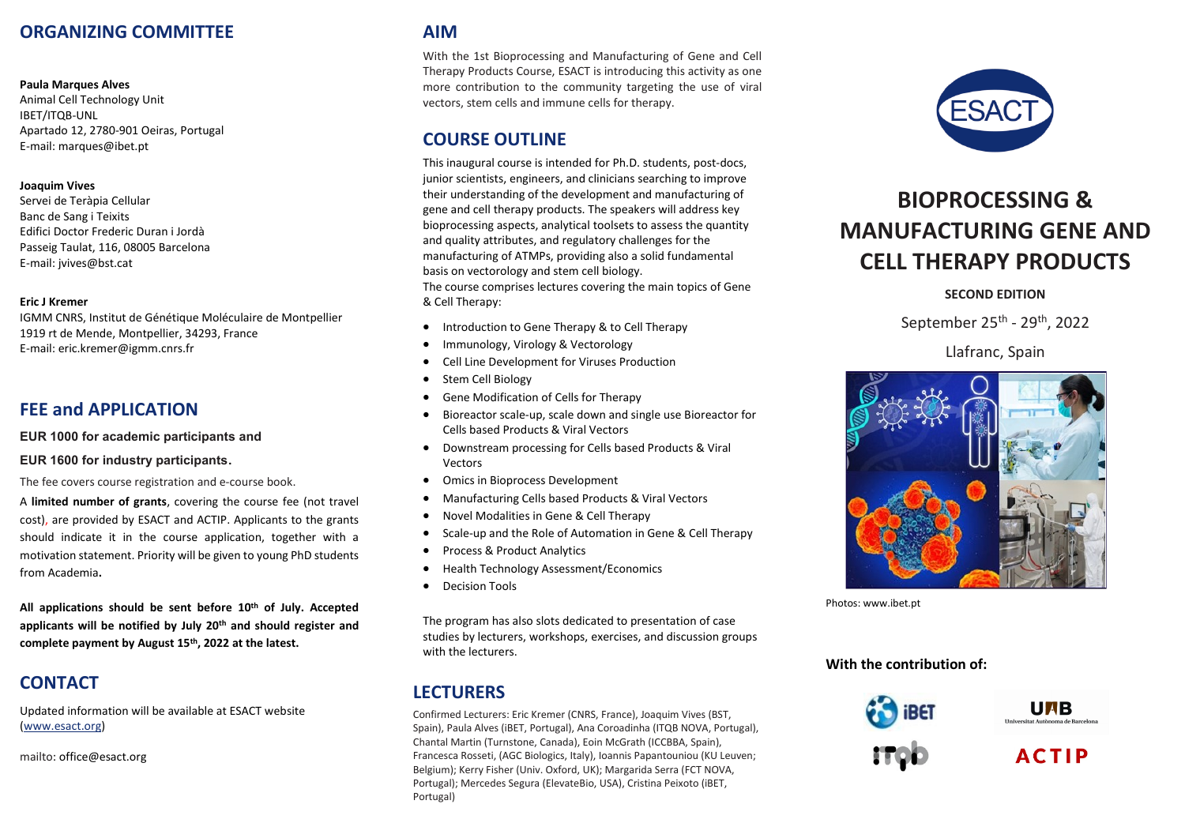## ORGANIZING COMMITTEE

**Paula Marques Alves**
Animal Cell Technology Unit
IBET/ITQB-UNL
Apartado 12, 2780-901 Oeiras, Portugal
E-mail: marques@ibet.pt

**Joaquim Vives**
Servei de Teràpia Cellular
Banc de Sang i Teixits
Edifici Doctor Frederic Duran i Jordà
Passeig Taulat, 116, 08005 Barcelona
E-mail: jvives@bst.cat

**Eric J Kremer**
IGMM CNRS, Institut de Génétique Moléculaire de Montpellier
1919 rt de Mende, Montpellier, 34293, France
E-mail: eric.kremer@igmm.cnrs.fr

## FEE and APPLICATION

**EUR 1000 for academic participants and**

**EUR 1600 for industry participants.**

The fee covers course registration and e-course book.

A **limited number of grants**, covering the course fee (not travel cost), are provided by ESACT and ACTIP. Applicants to the grants should indicate it in the course application, together with a motivation statement. Priority will be given to young PhD students from Academia**.**

**All applications should be sent before 10th of July. Accepted applicants will be notified by July 20th and should register and complete payment by August 15th, 2022 at the latest.**

## CONTACT

Updated information will be available at ESACT website (www.esact.org)

mailto: office@esact.org

## AIM

With the 1st Bioprocessing and Manufacturing of Gene and Cell Therapy Products Course, ESACT is introducing this activity as one more contribution to the community targeting the use of viral vectors, stem cells and immune cells for therapy.

## COURSE OUTLINE

This inaugural course is intended for Ph.D. students, post-docs, junior scientists, engineers, and clinicians searching to improve their understanding of the development and manufacturing of gene and cell therapy products. The speakers will address key bioprocessing aspects, analytical toolsets to assess the quantity and quality attributes, and regulatory challenges for the manufacturing of ATMPs, providing also a solid fundamental basis on vectorology and stem cell biology.
The course comprises lectures covering the main topics of Gene & Cell Therapy:

- Introduction to Gene Therapy & to Cell Therapy
- Immunology, Virology & Vectorology
- Cell Line Development for Viruses Production
- Stem Cell Biology
- Gene Modification of Cells for Therapy
- Bioreactor scale-up, scale down and single use Bioreactor for Cells based Products & Viral Vectors
- Downstream processing for Cells based Products & Viral Vectors
- Omics in Bioprocess Development
- Manufacturing Cells based Products & Viral Vectors
- Novel Modalities in Gene & Cell Therapy
- Scale-up and the Role of Automation in Gene & Cell Therapy
- Process & Product Analytics
- Health Technology Assessment/Economics
- Decision Tools

The program has also slots dedicated to presentation of case studies by lecturers, workshops, exercises, and discussion groups with the lecturers.

## LECTURERS

Confirmed Lecturers: Eric Kremer (CNRS, France), Joaquim Vives (BST, Spain), Paula Alves (iBET, Portugal), Ana Coroadinha (ITQB NOVA, Portugal), Chantal Martin (Turnstone, Canada), Eoin McGrath (ICCBBA, Spain), Francesca Rosseti, (AGC Biologics, Italy), Ioannis Papantouniou (KU Leuven; Belgium); Kerry Fisher (Univ. Oxford, UK); Margarida Serra (FCT NOVA, Portugal); Mercedes Segura (ElevateBio, USA), Cristina Peixoto (iBET, Portugal)

ESACT

# BIOPROCESSING & MANUFACTURING GENE AND CELL THERAPY PRODUCTS

**SECOND EDITION**

September 25th - 29th, 2022

Llafranc, Spain

Photos: www.ibet.pt

**With the contribution of:**

iBET, UAB Universitat Autònoma de Barcelona, ITQB, ACTIP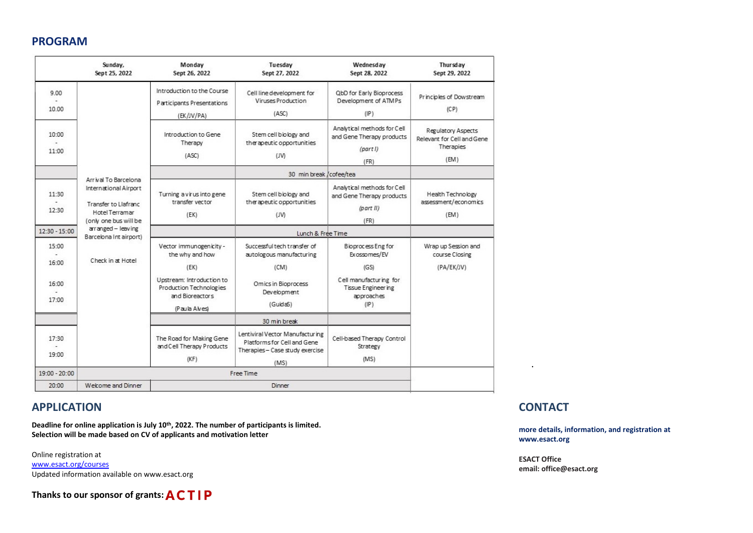## PROGRAM

| | Sunday, Sept 25, 2022 | Monday Sept 26, 2022 | Tuesday Sept 27, 2022 | Wednesday Sept 28, 2022 | Thursday Sept 29, 2022 |
|---|---|---|---|---|---|
| 9.00 - 10.00 | Arrival To Barcelona International Airport<br>Transfer to Llafranc Hotel Terramar (only one bus will be arranged – leaving Barcelona Int airport)<br>Check in at Hotel | Introduction to the Course<br>Participants Presentations<br>(EK/JV/PA) | Cell line development for Viruses Production<br>(ASC) | QbD for Early Bioprocess Development of ATMPs<br>(IP) | Principles of Dowstream<br>(CP) |
| 10:00 - 11:00 | | Introduction to Gene Therapy<br>(ASC) | Stem cell biology and therapeutic opportunities<br>(JV) | Analytical methods for Cell and Gene Therapy products<br>*(part I)*<br>(FR) | Regulatory Aspects Relevant for Cell and Gene Therapies<br>(EM) |
| | | 30 min break /cofee/tea | | | |
| 11:30 - 12:30 | | Turning a virus into gene transfer vector<br>(EK) | Stem cell biology and therapeutic opportunities<br>(JV) | Analytical methods for Cell and Gene Therapy products<br>*(part II)*<br>(FR) | Health Technology assessment/economics<br>(EM) |
| 12:30 - 15:00 | | | Lunch & Free Time | | |
| 15:00 - 16:00 | | Vector immunogenicity - the why and how<br>(EK) | Successful tech transfer of autologous manufacturing<br>(CM) | Bioprocess Eng for Exossomes/EV<br>(GS) | Wrap up Session and course Closing<br>(PA/EK/JV) |
| 16:00 - 17:00 | | Upstream: Introduction to Production Technologies and Bioreactors<br>(Paula Alves) | Omics in Bioprocess Development<br>(GuidaS) | Cell manufacturing for Tissue Engineering approaches<br>(IP) | |
| | | | 30 min break | | |
| 17:30 - 19:00 | | The Road for Making Gene and Cell Therapy Products<br>(KF) | Lentiviral Vector Manufacturing Platforms for Cell and Gene Therapies – Case study exercise<br>(MS) | Cell-based Therapy Control Strategy<br>(MS) | |
| 19:00 - 20:00 | | Free Time | | | |
| 20:00 | Welcome and Dinner | Dinner | | | |

## APPLICATION

**Deadline for online application is July 10th, 2022. The number of participants is limited. Selection will be made based on CV of applicants and motivation letter**

Online registration at
www.esact.org/courses
Updated information available on www.esact.org

**Thanks to our sponsor of grants: ACTIP**

## CONTACT

**more details, information, and registration at www.esact.org**

**ESACT Office**
**email: office@esact.org**